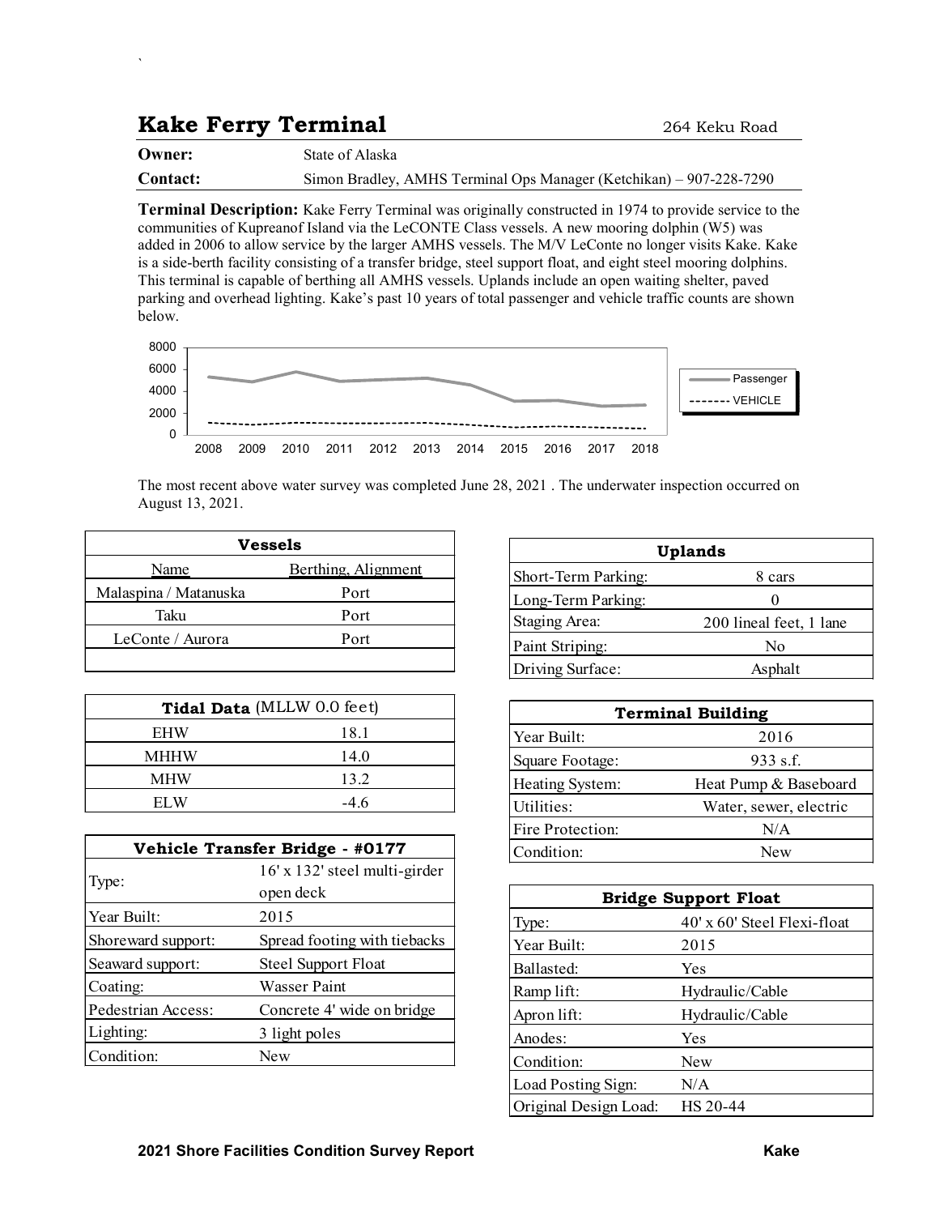# Kake Ferry Terminal

264 Keku Road

**Owner:** State of Alaska

**Contact:** Simon Bradley, AMHS Terminal Ops Manager (Ketchikan) – 907-228-7290

**Terminal Description:** Kake Ferry Terminal was originally constructed in 1974 to provide service to the communities of Kupreanof Island via the LeCONTE Class vessels. A new mooring dolphin (W5) was added in 2006 to allow service by the larger AMHS vessels. The M/V LeConte no longer visits Kake. Kake is a side-berth facility consisting of a transfer bridge, steel support float, and eight steel mooring dolphins. This terminal is capable of berthing all AMHS vessels. Uplands include an open waiting shelter, paved parking and overhead lighting. Kake's past 10 years of total passenger and vehicle traffic counts are shown below.

The most recent above water survey was completed June 28, 2021 . The underwater inspection occurred on August 13, 2021.

| Vessels | |
|---|---|
| Name | Berthing, Alignment |
| Malaspina / Matanuska | Port |
| Taku | Port |
| LeConte / Aurora | Port |

| Tidal Data (MLLW 0.0 feet) | |
|---|---|
| EHW | 18.1 |
| MHHW | 14.0 |
| MHW | 13.2 |
| ELW | -4.6 |

| Vehicle Transfer Bridge - #0177 | |
|---|---|
| Type: | 16' x 132' steel multi-girder open deck |
| Year Built: | 2015 |
| Shoreward support: | Spread footing with tiebacks |
| Seaward support: | Steel Support Float |
| Coating: | Wasser Paint |
| Pedestrian Access: | Concrete 4' wide on bridge |
| Lighting: | 3 light poles |
| Condition: | New |

| Uplands | |
|---|---|
| Short-Term Parking: | 8 cars |
| Long-Term Parking: | 0 |
| Staging Area: | 200 lineal feet, 1 lane |
| Paint Striping: | No |
| Driving Surface: | Asphalt |

| Terminal Building | |
|---|---|
| Year Built: | 2016 |
| Square Footage: | 933 s.f. |
| Heating System: | Heat Pump & Baseboard |
| Utilities: | Water, sewer, electric |
| Fire Protection: | N/A |
| Condition: | New |

| Bridge Support Float | |
|---|---|
| Type: | 40' x 60' Steel Flexi-float |
| Year Built: | 2015 |
| Ballasted: | Yes |
| Ramp lift: | Hydraulic/Cable |
| Apron lift: | Hydraulic/Cable |
| Anodes: | Yes |
| Condition: | New |
| Load Posting Sign: | N/A |
| Original Design Load: | HS 20-44 |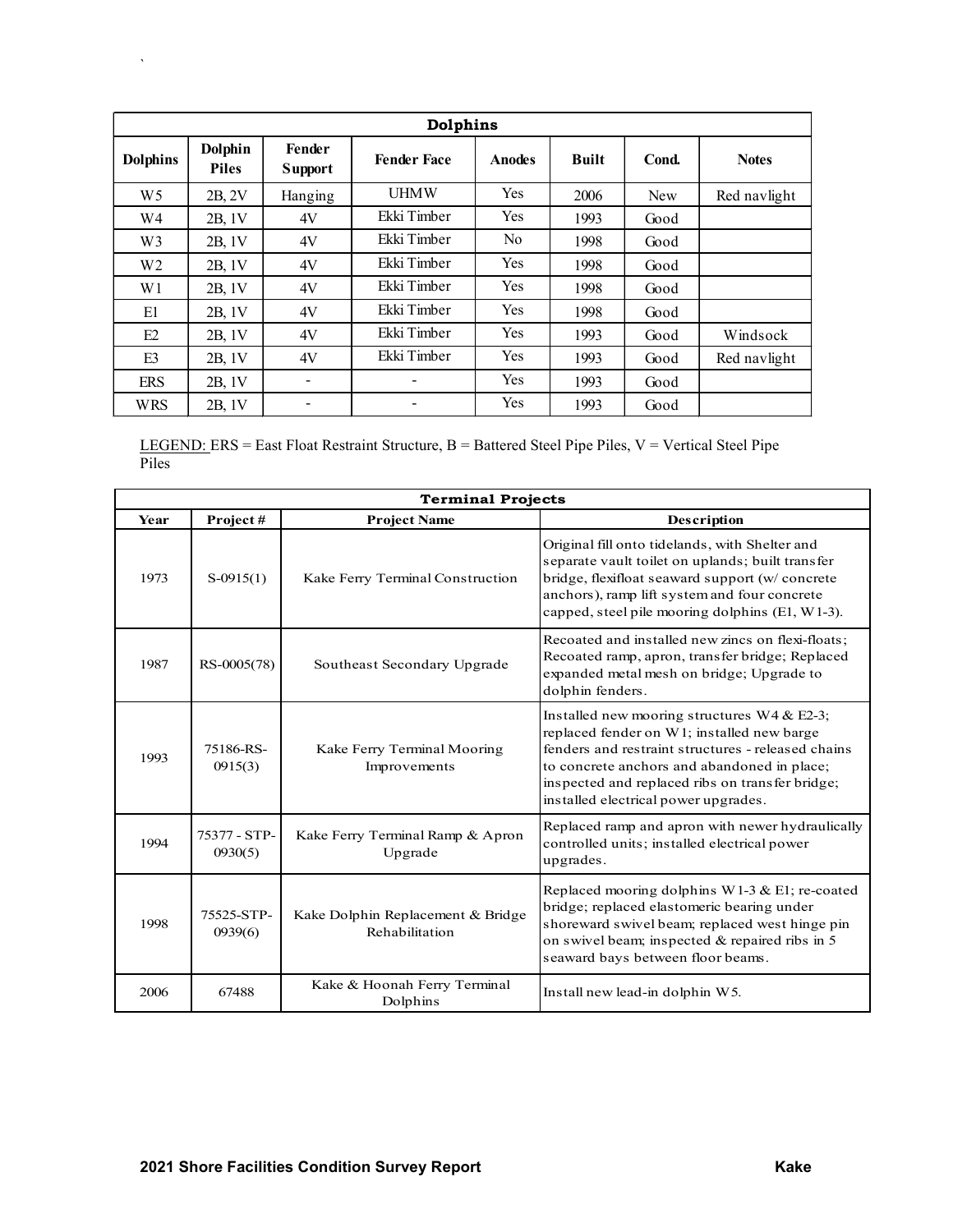| Dolphins | | | | | | | |
|---|---|---|---|---|---|---|---|
| **Dolphins** | **Dolphin Piles** | **Fender Support** | **Fender Face** | **Anodes** | **Built** | **Cond.** | **Notes** |
| W5 | 2B, 2V | Hanging | UHMW | Yes | 2006 | New | Red navlight |
| W4 | 2B, 1V | 4V | Ekki Timber | Yes | 1993 | Good | |
| W3 | 2B, 1V | 4V | Ekki Timber | No | 1998 | Good | |
| W2 | 2B, 1V | 4V | Ekki Timber | Yes | 1998 | Good | |
| W1 | 2B, 1V | 4V | Ekki Timber | Yes | 1998 | Good | |
| E1 | 2B, 1V | 4V | Ekki Timber | Yes | 1998 | Good | |
| E2 | 2B, 1V | 4V | Ekki Timber | Yes | 1993 | Good | Windsock |
| E3 | 2B, 1V | 4V | Ekki Timber | Yes | 1993 | Good | Red navlight |
| ERS | 2B, 1V | - | - | Yes | 1993 | Good | |
| WRS | 2B, 1V | - | - | Yes | 1993 | Good | |

LEGEND: ERS = East Float Restraint Structure, B = Battered Steel Pipe Piles, V = Vertical Steel Pipe Piles

| Terminal Projects | | | |
|---|---|---|---|
| **Year** | **Project #** | **Project Name** | **Description** |
| 1973 | S-0915(1) | Kake Ferry Terminal Construction | Original fill onto tidelands, with Shelter and separate vault toilet on uplands; built transfer bridge, flexifloat seaward support (w/ concrete anchors), ramp lift system and four concrete capped, steel pile mooring dolphins (E1, W1-3). |
| 1987 | RS-0005(78) | Southeast Secondary Upgrade | Recoated and installed new zincs on flexi-floats; Recoated ramp, apron, transfer bridge; Replaced expanded metal mesh on bridge; Upgrade to dolphin fenders. |
| 1993 | 75186-RS-0915(3) | Kake Ferry Terminal Mooring Improvements | Installed new mooring structures W4 & E2-3; replaced fender on W1; installed new barge fenders and restraint structures - released chains to concrete anchors and abandoned in place; inspected and replaced ribs on transfer bridge; installed electrical power upgrades. |
| 1994 | 75377 - STP-0930(5) | Kake Ferry Terminal Ramp & Apron Upgrade | Replaced ramp and apron with newer hydraulically controlled units; installed electrical power upgrades. |
| 1998 | 75525-STP-0939(6) | Kake Dolphin Replacement & Bridge Rehabilitation | Replaced mooring dolphins W1-3 & E1; re-coated bridge; replaced elastomeric bearing under shoreward swivel beam; replaced west hinge pin on swivel beam; inspected & repaired ribs in 5 seaward bays between floor beams. |
| 2006 | 67488 | Kake & Hoonah Ferry Terminal Dolphins | Install new lead-in dolphin W5. |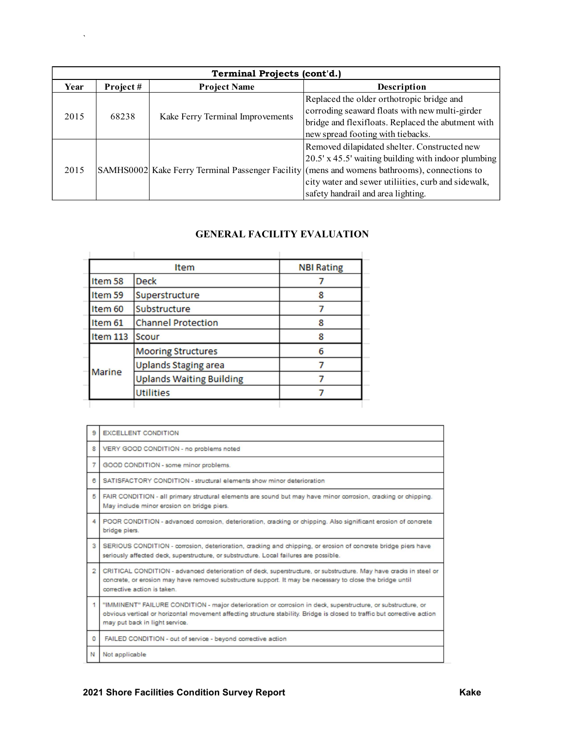| Terminal Projects (cont'd.) | | | |
|---|---|---|---|
| **Year** | **Project #** | **Project Name** | **Description** |
| 2015 | 68238 | Kake Ferry Terminal Improvements | Replaced the older orthotropic bridge and corroding seaward floats with new multi-girder bridge and flexifloats. Replaced the abutment with new spread footing with tiebacks. |
| 2015 | SAMHS0002 | Kake Ferry Terminal Passenger Facility | Removed dilapidated shelter. Constructed new 20.5' x 45.5' waiting building with indoor plumbing (mens and womens bathrooms), connections to city water and sewer utiliities, curb and sidewalk, safety handrail and area lighting. |

## GENERAL FACILITY EVALUATION

| Item | | NBI Rating |
|---|---|---|
| Item 58 | Deck | 7 |
| Item 59 | Superstructure | 8 |
| Item 60 | Substructure | 7 |
| Item 61 | Channel Protection | 8 |
| Item 113 | Scour | 8 |
| Marine | Mooring Structures | 6 |
| | Uplands Staging area | 7 |
| | Uplands Waiting Building | 7 |
| | Utilities | 7 |

| | |
|---|---|
| 9 | EXCELLENT CONDITION |
| 8 | VERY GOOD CONDITION - no problems noted |
| 7 | GOOD CONDITION - some minor problems. |
| 6 | SATISFACTORY CONDITION - structural elements show minor deterioration |
| 5 | FAIR CONDITION - all primary structural elements are sound but may have minor corrosion, cracking or chipping. May include minor erosion on bridge piers. |
| 4 | POOR CONDITION - advanced corrosion, deterioration, cracking or chipping. Also significant erosion of concrete bridge piers. |
| 3 | SERIOUS CONDITION - corrosion, deterioration, cracking and chipping, or erosion of concrete bridge piers have seriously affected deck, superstructure, or substructure. Local failures are possible. |
| 2 | CRITICAL CONDITION - advanced deterioration of deck, superstructure, or substructure. May have cracks in steel or concrete, or erosion may have removed substructure support. It may be necessary to close the bridge until corrective action is taken. |
| 1 | "IMMINENT" FAILURE CONDITION - major deterioration or corrosion in deck, superstructure, or substructure, or obvious vertical or horizontal movement affecting structure stability. Bridge is closed to traffic but corrective action may put back in light service. |
| 0 | FAILED CONDITION - out of service - beyond corrective action |
| N | Not applicable |